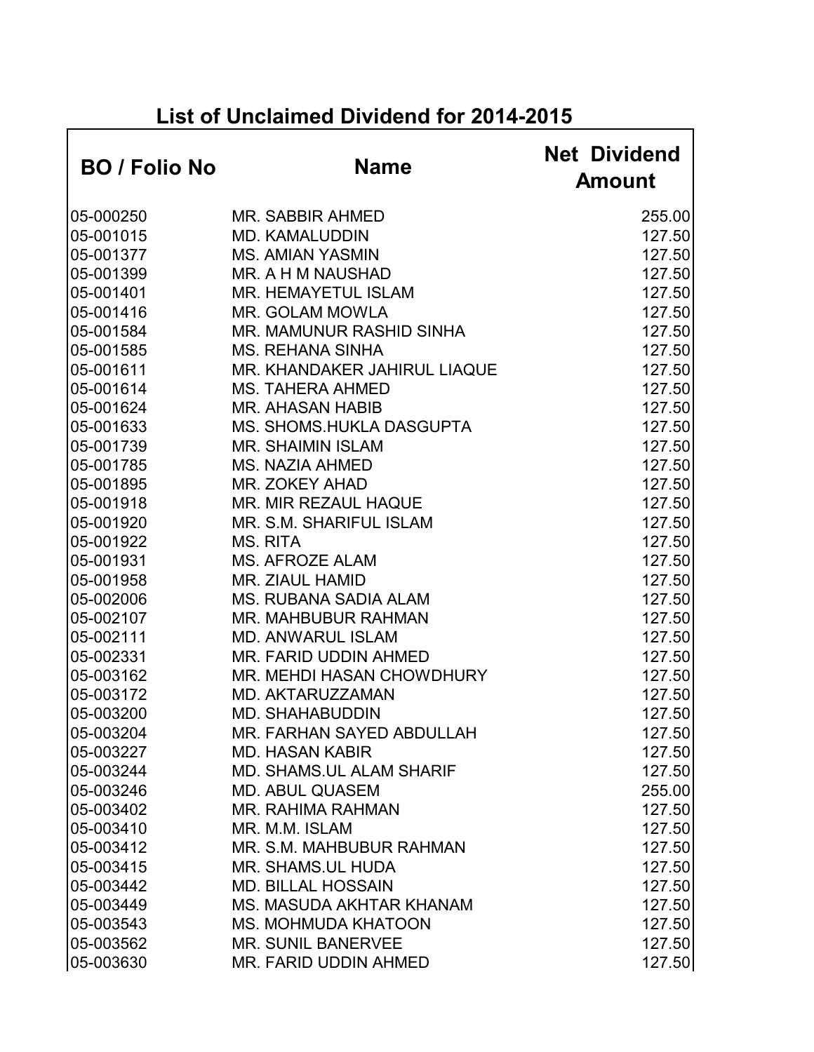## List of Unclaimed Dividend for 2014-2015

| BO / Folio No | Name | Net Dividend Amount |
|---|---|---|
| 05-000250 | MR. SABBIR AHMED | 255.00 |
| 05-001015 | MD. KAMALUDDIN | 127.50 |
| 05-001377 | MS. AMIAN YASMIN | 127.50 |
| 05-001399 | MR. A H M NAUSHAD | 127.50 |
| 05-001401 | MR. HEMAYETUL ISLAM | 127.50 |
| 05-001416 | MR. GOLAM MOWLA | 127.50 |
| 05-001584 | MR. MAMUNUR RASHID SINHA | 127.50 |
| 05-001585 | MS. REHANA SINHA | 127.50 |
| 05-001611 | MR. KHANDAKER JAHIRUL LIAQUE | 127.50 |
| 05-001614 | MS. TAHERA AHMED | 127.50 |
| 05-001624 | MR. AHASAN HABIB | 127.50 |
| 05-001633 | MS. SHOMS.HUKLA DASGUPTA | 127.50 |
| 05-001739 | MR. SHAIMIN ISLAM | 127.50 |
| 05-001785 | MS. NAZIA AHMED | 127.50 |
| 05-001895 | MR. ZOKEY AHAD | 127.50 |
| 05-001918 | MR. MIR REZAUL HAQUE | 127.50 |
| 05-001920 | MR. S.M. SHARIFUL ISLAM | 127.50 |
| 05-001922 | MS. RITA | 127.50 |
| 05-001931 | MS. AFROZE ALAM | 127.50 |
| 05-001958 | MR. ZIAUL HAMID | 127.50 |
| 05-002006 | MS. RUBANA SADIA ALAM | 127.50 |
| 05-002107 | MR. MAHBUBUR RAHMAN | 127.50 |
| 05-002111 | MD. ANWARUL ISLAM | 127.50 |
| 05-002331 | MR. FARID UDDIN AHMED | 127.50 |
| 05-003162 | MR. MEHDI HASAN CHOWDHURY | 127.50 |
| 05-003172 | MD. AKTARUZZAMAN | 127.50 |
| 05-003200 | MD. SHAHABUDDIN | 127.50 |
| 05-003204 | MR. FARHAN SAYED ABDULLAH | 127.50 |
| 05-003227 | MD. HASAN KABIR | 127.50 |
| 05-003244 | MD. SHAMS.UL ALAM SHARIF | 127.50 |
| 05-003246 | MD. ABUL QUASEM | 255.00 |
| 05-003402 | MR. RAHIMA RAHMAN | 127.50 |
| 05-003410 | MR. M.M. ISLAM | 127.50 |
| 05-003412 | MR. S.M. MAHBUBUR RAHMAN | 127.50 |
| 05-003415 | MR. SHAMS.UL HUDA | 127.50 |
| 05-003442 | MD. BILLAL HOSSAIN | 127.50 |
| 05-003449 | MS. MASUDA AKHTAR KHANAM | 127.50 |
| 05-003543 | MS. MOHMUDA KHATOON | 127.50 |
| 05-003562 | MR. SUNIL BANERVEE | 127.50 |
| 05-003630 | MR. FARID UDDIN AHMED | 127.50 |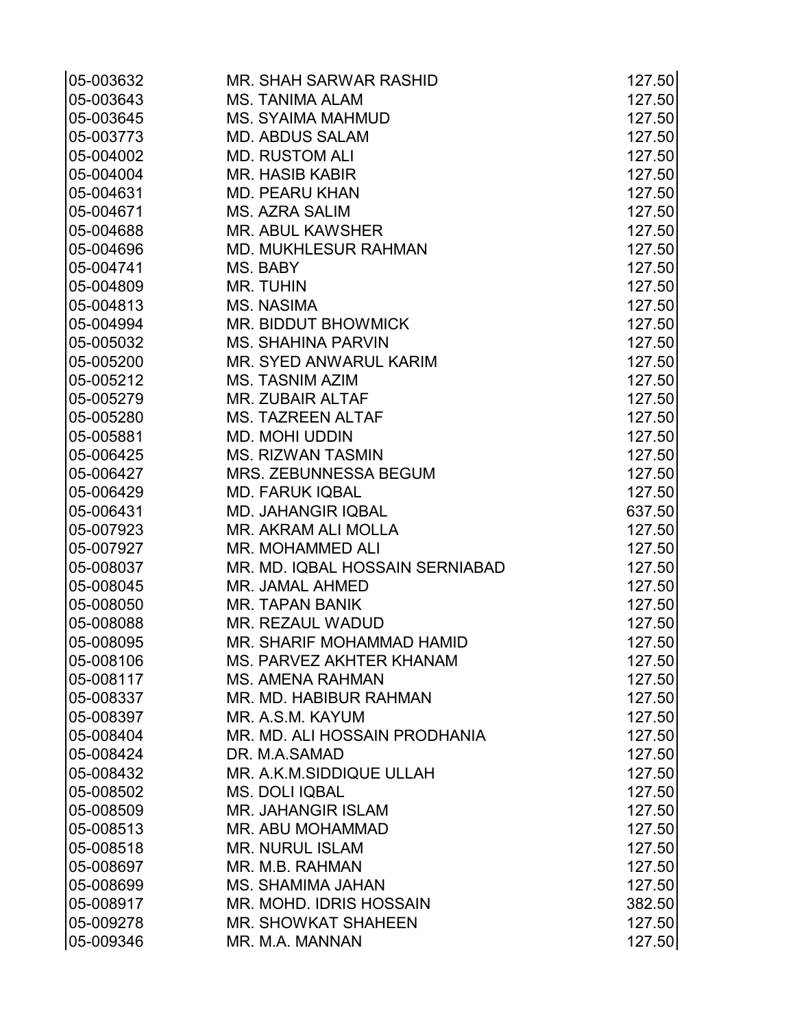| | | |
|---|---|---|
| 05-003632 | MR. SHAH SARWAR RASHID | 127.50 |
| 05-003643 | MS. TANIMA ALAM | 127.50 |
| 05-003645 | MS. SYAIMA MAHMUD | 127.50 |
| 05-003773 | MD. ABDUS SALAM | 127.50 |
| 05-004002 | MD. RUSTOM ALI | 127.50 |
| 05-004004 | MR. HASIB KABIR | 127.50 |
| 05-004631 | MD. PEARU KHAN | 127.50 |
| 05-004671 | MS. AZRA SALIM | 127.50 |
| 05-004688 | MR. ABUL KAWSHER | 127.50 |
| 05-004696 | MD. MUKHLESUR RAHMAN | 127.50 |
| 05-004741 | MS. BABY | 127.50 |
| 05-004809 | MR. TUHIN | 127.50 |
| 05-004813 | MS. NASIMA | 127.50 |
| 05-004994 | MR. BIDDUT BHOWMICK | 127.50 |
| 05-005032 | MS. SHAHINA PARVIN | 127.50 |
| 05-005200 | MR. SYED ANWARUL KARIM | 127.50 |
| 05-005212 | MS. TASNIM AZIM | 127.50 |
| 05-005279 | MR. ZUBAIR ALTAF | 127.50 |
| 05-005280 | MS. TAZREEN ALTAF | 127.50 |
| 05-005881 | MD. MOHI UDDIN | 127.50 |
| 05-006425 | MS. RIZWAN TASMIN | 127.50 |
| 05-006427 | MRS. ZEBUNNESSA BEGUM | 127.50 |
| 05-006429 | MD. FARUK IQBAL | 127.50 |
| 05-006431 | MD. JAHANGIR IQBAL | 637.50 |
| 05-007923 | MR. AKRAM ALI MOLLA | 127.50 |
| 05-007927 | MR. MOHAMMED ALI | 127.50 |
| 05-008037 | MR. MD. IQBAL HOSSAIN SERNIABAD | 127.50 |
| 05-008045 | MR. JAMAL AHMED | 127.50 |
| 05-008050 | MR. TAPAN BANIK | 127.50 |
| 05-008088 | MR. REZAUL WADUD | 127.50 |
| 05-008095 | MR. SHARIF MOHAMMAD HAMID | 127.50 |
| 05-008106 | MS. PARVEZ AKHTER KHANAM | 127.50 |
| 05-008117 | MS. AMENA RAHMAN | 127.50 |
| 05-008337 | MR. MD. HABIBUR RAHMAN | 127.50 |
| 05-008397 | MR. A.S.M. KAYUM | 127.50 |
| 05-008404 | MR. MD. ALI HOSSAIN PRODHANIA | 127.50 |
| 05-008424 | DR. M.A.SAMAD | 127.50 |
| 05-008432 | MR. A.K.M.SIDDIQUE ULLAH | 127.50 |
| 05-008502 | MS. DOLI IQBAL | 127.50 |
| 05-008509 | MR. JAHANGIR ISLAM | 127.50 |
| 05-008513 | MR. ABU MOHAMMAD | 127.50 |
| 05-008518 | MR. NURUL ISLAM | 127.50 |
| 05-008697 | MR. M.B. RAHMAN | 127.50 |
| 05-008699 | MS. SHAMIMA JAHAN | 127.50 |
| 05-008917 | MR. MOHD. IDRIS HOSSAIN | 382.50 |
| 05-009278 | MR. SHOWKAT SHAHEEN | 127.50 |
| 05-009346 | MR. M.A. MANNAN | 127.50 |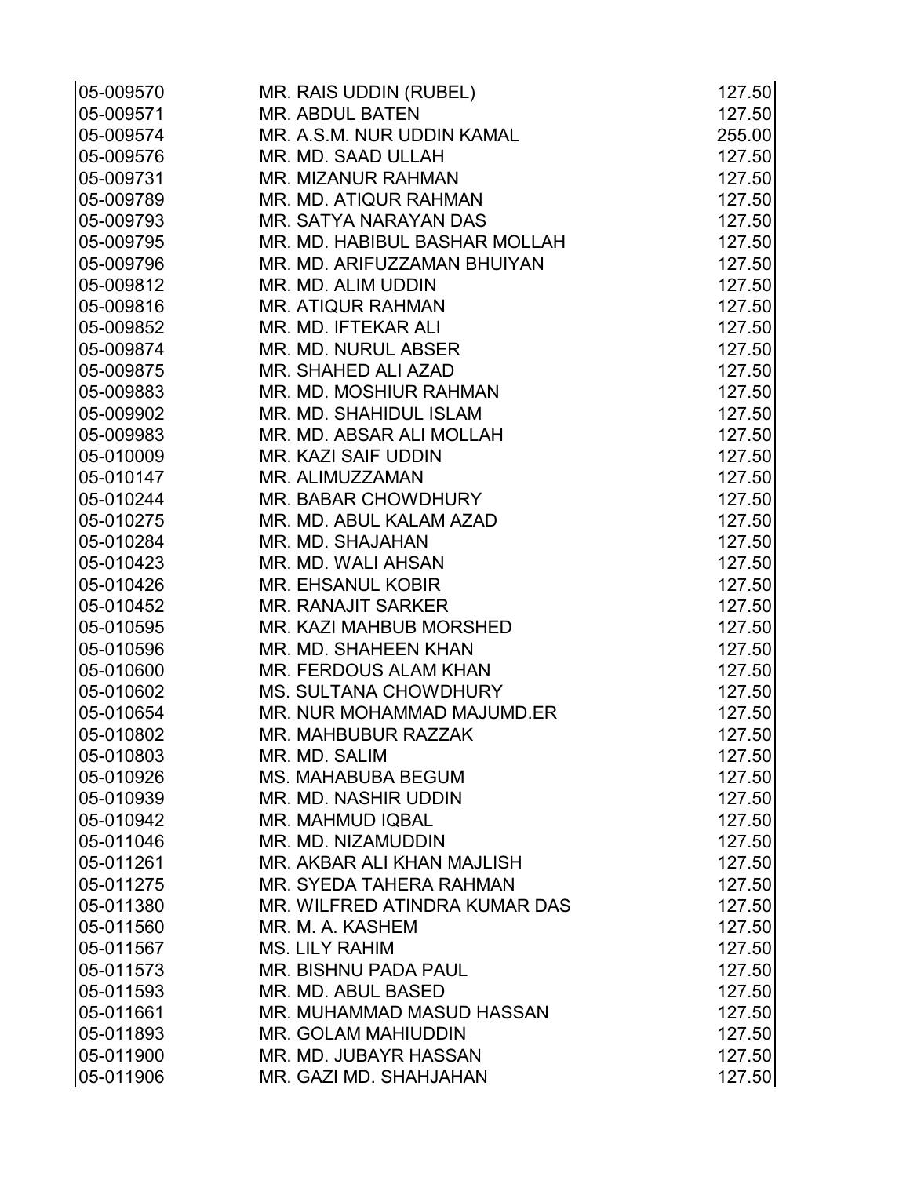| | | |
|---|---|---|
| 05-009570 | MR. RAIS UDDIN (RUBEL) | 127.50 |
| 05-009571 | MR. ABDUL BATEN | 127.50 |
| 05-009574 | MR. A.S.M. NUR UDDIN KAMAL | 255.00 |
| 05-009576 | MR. MD. SAAD ULLAH | 127.50 |
| 05-009731 | MR. MIZANUR RAHMAN | 127.50 |
| 05-009789 | MR. MD. ATIQUR RAHMAN | 127.50 |
| 05-009793 | MR. SATYA NARAYAN DAS | 127.50 |
| 05-009795 | MR. MD. HABIBUL BASHAR MOLLAH | 127.50 |
| 05-009796 | MR. MD. ARIFUZZAMAN BHUIYAN | 127.50 |
| 05-009812 | MR. MD. ALIM UDDIN | 127.50 |
| 05-009816 | MR. ATIQUR RAHMAN | 127.50 |
| 05-009852 | MR. MD. IFTEKAR ALI | 127.50 |
| 05-009874 | MR. MD. NURUL ABSER | 127.50 |
| 05-009875 | MR. SHAHED ALI AZAD | 127.50 |
| 05-009883 | MR. MD. MOSHIUR RAHMAN | 127.50 |
| 05-009902 | MR. MD. SHAHIDUL ISLAM | 127.50 |
| 05-009983 | MR. MD. ABSAR ALI MOLLAH | 127.50 |
| 05-010009 | MR. KAZI SAIF UDDIN | 127.50 |
| 05-010147 | MR. ALIMUZZAMAN | 127.50 |
| 05-010244 | MR. BABAR CHOWDHURY | 127.50 |
| 05-010275 | MR. MD. ABUL KALAM AZAD | 127.50 |
| 05-010284 | MR. MD. SHAJAHAN | 127.50 |
| 05-010423 | MR. MD. WALI AHSAN | 127.50 |
| 05-010426 | MR. EHSANUL KOBIR | 127.50 |
| 05-010452 | MR. RANAJIT SARKER | 127.50 |
| 05-010595 | MR. KAZI MAHBUB MORSHED | 127.50 |
| 05-010596 | MR. MD. SHAHEEN KHAN | 127.50 |
| 05-010600 | MR. FERDOUS ALAM KHAN | 127.50 |
| 05-010602 | MS. SULTANA CHOWDHURY | 127.50 |
| 05-010654 | MR. NUR MOHAMMAD MAJUMD.ER | 127.50 |
| 05-010802 | MR. MAHBUBUR RAZZAK | 127.50 |
| 05-010803 | MR. MD. SALIM | 127.50 |
| 05-010926 | MS. MAHABUBA BEGUM | 127.50 |
| 05-010939 | MR. MD. NASHIR UDDIN | 127.50 |
| 05-010942 | MR. MAHMUD IQBAL | 127.50 |
| 05-011046 | MR. MD. NIZAMUDDIN | 127.50 |
| 05-011261 | MR. AKBAR ALI KHAN MAJLISH | 127.50 |
| 05-011275 | MR. SYEDA TAHERA RAHMAN | 127.50 |
| 05-011380 | MR. WILFRED ATINDRA KUMAR DAS | 127.50 |
| 05-011560 | MR. M. A. KASHEM | 127.50 |
| 05-011567 | MS. LILY RAHIM | 127.50 |
| 05-011573 | MR. BISHNU PADA PAUL | 127.50 |
| 05-011593 | MR. MD. ABUL BASED | 127.50 |
| 05-011661 | MR. MUHAMMAD MASUD HASSAN | 127.50 |
| 05-011893 | MR. GOLAM MAHIUDDIN | 127.50 |
| 05-011900 | MR. MD. JUBAYR HASSAN | 127.50 |
| 05-011906 | MR. GAZI MD. SHAHJAHAN | 127.50 |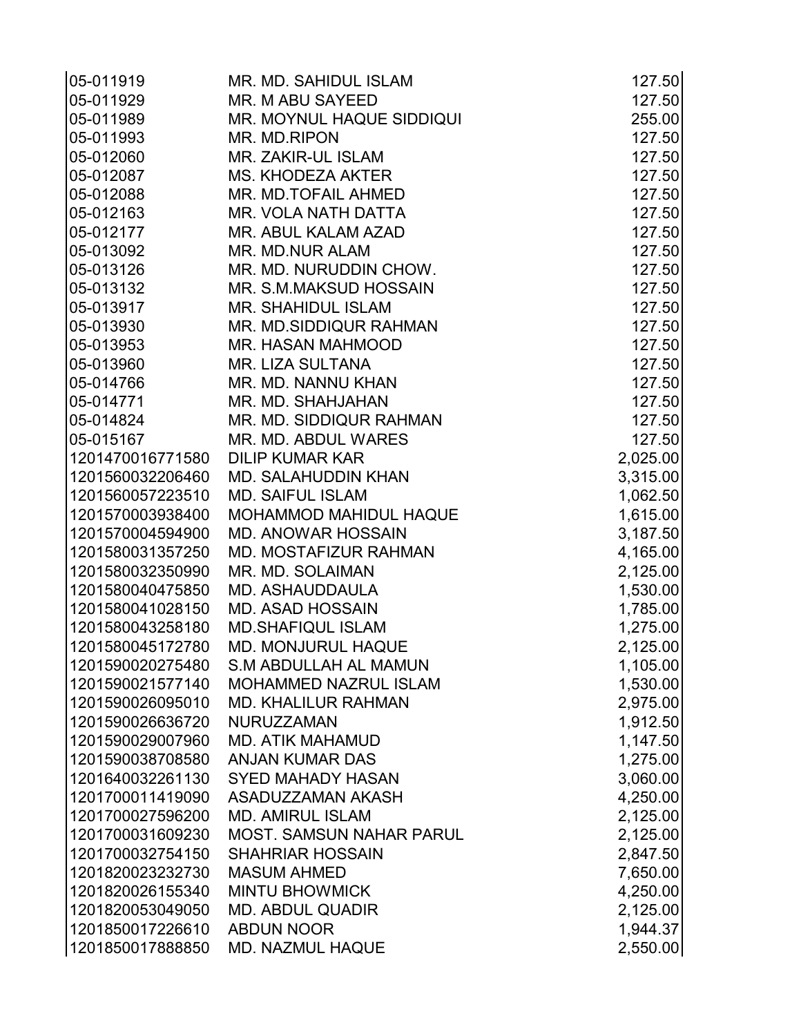| | | |
|---|---|---|
| 05-011919 | MR. MD. SAHIDUL ISLAM | 127.50 |
| 05-011929 | MR. M ABU SAYEED | 127.50 |
| 05-011989 | MR. MOYNUL HAQUE SIDDIQUI | 255.00 |
| 05-011993 | MR. MD.RIPON | 127.50 |
| 05-012060 | MR. ZAKIR-UL ISLAM | 127.50 |
| 05-012087 | MS. KHODEZA AKTER | 127.50 |
| 05-012088 | MR. MD.TOFAIL AHMED | 127.50 |
| 05-012163 | MR. VOLA NATH DATTA | 127.50 |
| 05-012177 | MR. ABUL KALAM AZAD | 127.50 |
| 05-013092 | MR. MD.NUR ALAM | 127.50 |
| 05-013126 | MR. MD. NURUDDIN CHOW. | 127.50 |
| 05-013132 | MR. S.M.MAKSUD HOSSAIN | 127.50 |
| 05-013917 | MR. SHAHIDUL ISLAM | 127.50 |
| 05-013930 | MR. MD.SIDDIQUR RAHMAN | 127.50 |
| 05-013953 | MR. HASAN MAHMOOD | 127.50 |
| 05-013960 | MR. LIZA SULTANA | 127.50 |
| 05-014766 | MR. MD. NANNU KHAN | 127.50 |
| 05-014771 | MR. MD. SHAHJAHAN | 127.50 |
| 05-014824 | MR. MD. SIDDIQUR RAHMAN | 127.50 |
| 05-015167 | MR. MD. ABDUL WARES | 127.50 |
| 1201470016771580 | DILIP KUMAR KAR | 2,025.00 |
| 1201560032206460 | MD. SALAHUDDIN KHAN | 3,315.00 |
| 1201560057223510 | MD. SAIFUL ISLAM | 1,062.50 |
| 1201570003938400 | MOHAMMOD MAHIDUL HAQUE | 1,615.00 |
| 1201570004594900 | MD. ANOWAR HOSSAIN | 3,187.50 |
| 1201580031357250 | MD. MOSTAFIZUR RAHMAN | 4,165.00 |
| 1201580032350990 | MR. MD. SOLAIMAN | 2,125.00 |
| 1201580040475850 | MD. ASHAUDDAULA | 1,530.00 |
| 1201580041028150 | MD. ASAD HOSSAIN | 1,785.00 |
| 1201580043258180 | MD.SHAFIQUL ISLAM | 1,275.00 |
| 1201580045172780 | MD. MONJURUL HAQUE | 2,125.00 |
| 1201590020275480 | S.M ABDULLAH AL MAMUN | 1,105.00 |
| 1201590021577140 | MOHAMMED NAZRUL ISLAM | 1,530.00 |
| 1201590026095010 | MD. KHALILUR RAHMAN | 2,975.00 |
| 1201590026636720 | NURUZZAMAN | 1,912.50 |
| 1201590029007960 | MD. ATIK MAHAMUD | 1,147.50 |
| 1201590038708580 | ANJAN KUMAR DAS | 1,275.00 |
| 1201640032261130 | SYED MAHADY HASAN | 3,060.00 |
| 1201700011419090 | ASADUZZAMAN AKASH | 4,250.00 |
| 1201700027596200 | MD. AMIRUL ISLAM | 2,125.00 |
| 1201700031609230 | MOST. SAMSUN NAHAR PARUL | 2,125.00 |
| 1201700032754150 | SHAHRIAR HOSSAIN | 2,847.50 |
| 1201820023232730 | MASUM AHMED | 7,650.00 |
| 1201820026155340 | MINTU BHOWMICK | 4,250.00 |
| 1201820053049050 | MD. ABDUL QUADIR | 2,125.00 |
| 1201850017226610 | ABDUN NOOR | 1,944.37 |
| 1201850017888850 | MD. NAZMUL HAQUE | 2,550.00 |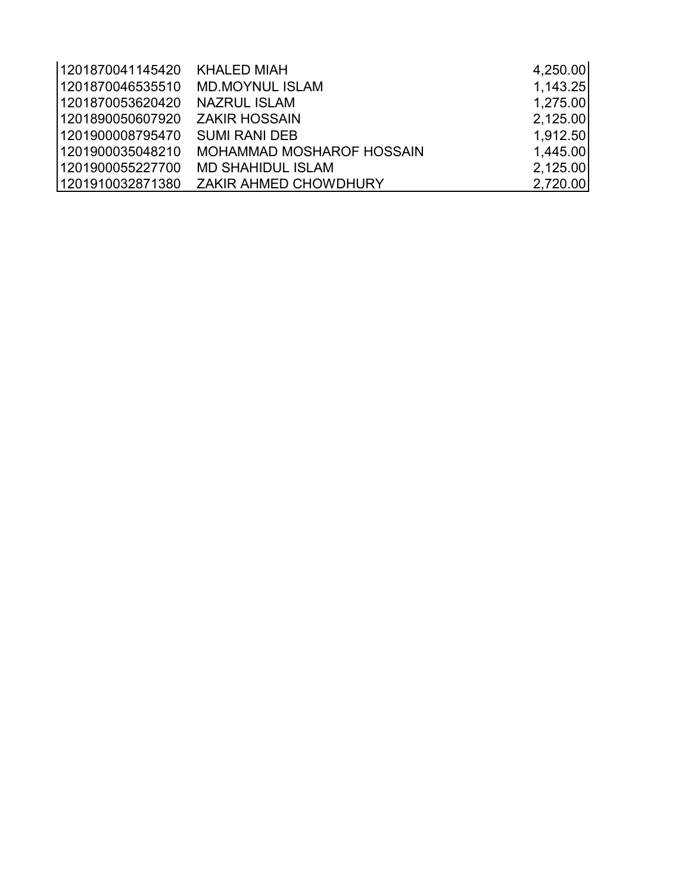| | | |
|---|---|---|
| 1201870041145420 | KHALED MIAH | 4,250.00 |
| 1201870046535510 | MD.MOYNUL ISLAM | 1,143.25 |
| 1201870053620420 | NAZRUL ISLAM | 1,275.00 |
| 1201890050607920 | ZAKIR HOSSAIN | 2,125.00 |
| 1201900008795470 | SUMI RANI DEB | 1,912.50 |
| 1201900035048210 | MOHAMMAD MOSHAROF HOSSAIN | 1,445.00 |
| 1201900055227700 | MD SHAHIDUL ISLAM | 2,125.00 |
| 1201910032871380 | ZAKIR AHMED CHOWDHURY | 2,720.00 |